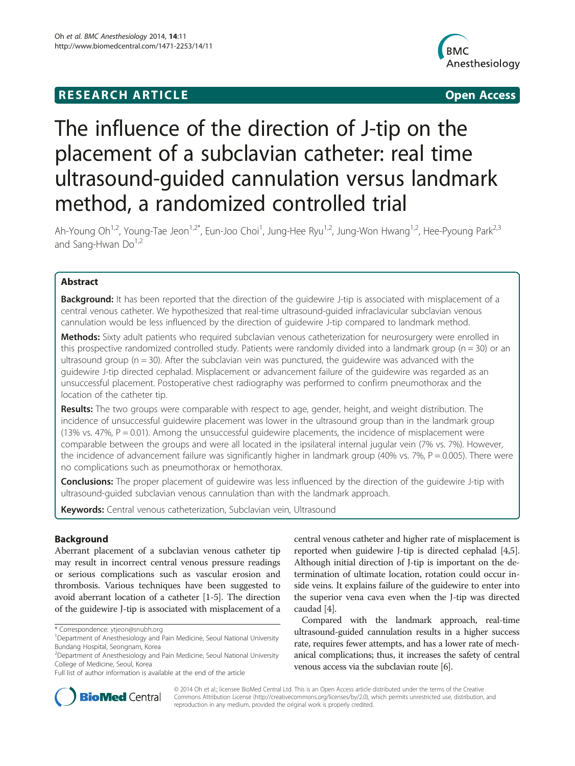**RESEARCH ARTICLE** **Open Access**

# The influence of the direction of J-tip on the placement of a subclavian catheter: real time ultrasound-guided cannulation versus landmark method, a randomized controlled trial

Ah-Young Oh[1,2], Young-Tae Jeon[1,2*], Eun-Joo Choi[1], Jung-Hee Ryu[1,2], Jung-Won Hwang[1,2], Hee-Pyoung Park[2,3] and Sang-Hwan Do[1,2]

## Abstract

**Background:** It has been reported that the direction of the guidewire J-tip is associated with misplacement of a central venous catheter. We hypothesized that real-time ultrasound-guided infraclavicular subclavian venous cannulation would be less influenced by the direction of guidewire J-tip compared to landmark method.

**Methods:** Sixty adult patients who required subclavian venous catheterization for neurosurgery were enrolled in this prospective randomized controlled study. Patients were randomly divided into a landmark group (n = 30) or an ultrasound group (n = 30). After the subclavian vein was punctured, the guidewire was advanced with the guidewire J-tip directed cephalad. Misplacement or advancement failure of the guidewire was regarded as an unsuccessful placement. Postoperative chest radiography was performed to confirm pneumothorax and the location of the catheter tip.

**Results:** The two groups were comparable with respect to age, gender, height, and weight distribution. The incidence of unsuccessful guidewire placement was lower in the ultrasound group than in the landmark group (13% vs. 47%, P = 0.01). Among the unsuccessful guidewire placements, the incidence of misplacement were comparable between the groups and were all located in the ipsilateral internal jugular vein (7% vs. 7%). However, the incidence of advancement failure was significantly higher in landmark group (40% vs. 7%, P = 0.005). There were no complications such as pneumothorax or hemothorax.

**Conclusions:** The proper placement of guidewire was less influenced by the direction of the guidewire J-tip with ultrasound-guided subclavian venous cannulation than with the landmark approach.

**Keywords:** Central venous catheterization, Subclavian vein, Ultrasound

## Background

Aberrant placement of a subclavian venous catheter tip may result in incorrect central venous pressure readings or serious complications such as vascular erosion and thrombosis. Various techniques have been suggested to avoid aberrant location of a catheter [1-5]. The direction of the guidewire J-tip is associated with misplacement of a central venous catheter and higher rate of misplacement is reported when guidewire J-tip is directed cephalad [4,5]. Although initial direction of J-tip is important on the determination of ultimate location, rotation could occur inside veins. It explains failure of the guidewire to enter into the superior vena cava even when the J-tip was directed caudad [4].

Compared with the landmark approach, real-time ultrasound-guided cannulation results in a higher success rate, requires fewer attempts, and has a lower rate of mechanical complications; thus, it increases the safety of central venous access via the subclavian route [6].

* Correspondence: ytjeon@snubh.org
[1]Department of Anesthesiology and Pain Medicine, Seoul National University Bundang Hospital, Seongnam, Korea
[2]Department of Anesthesiology and Pain Medicine, Seoul National University College of Medicine, Seoul, Korea
Full list of author information is available at the end of the article

© 2014 Oh et al.; licensee BioMed Central Ltd. This is an Open Access article distributed under the terms of the Creative Commons Attribution License (http://creativecommons.org/licenses/by/2.0), which permits unrestricted use, distribution, and reproduction in any medium, provided the original work is properly credited.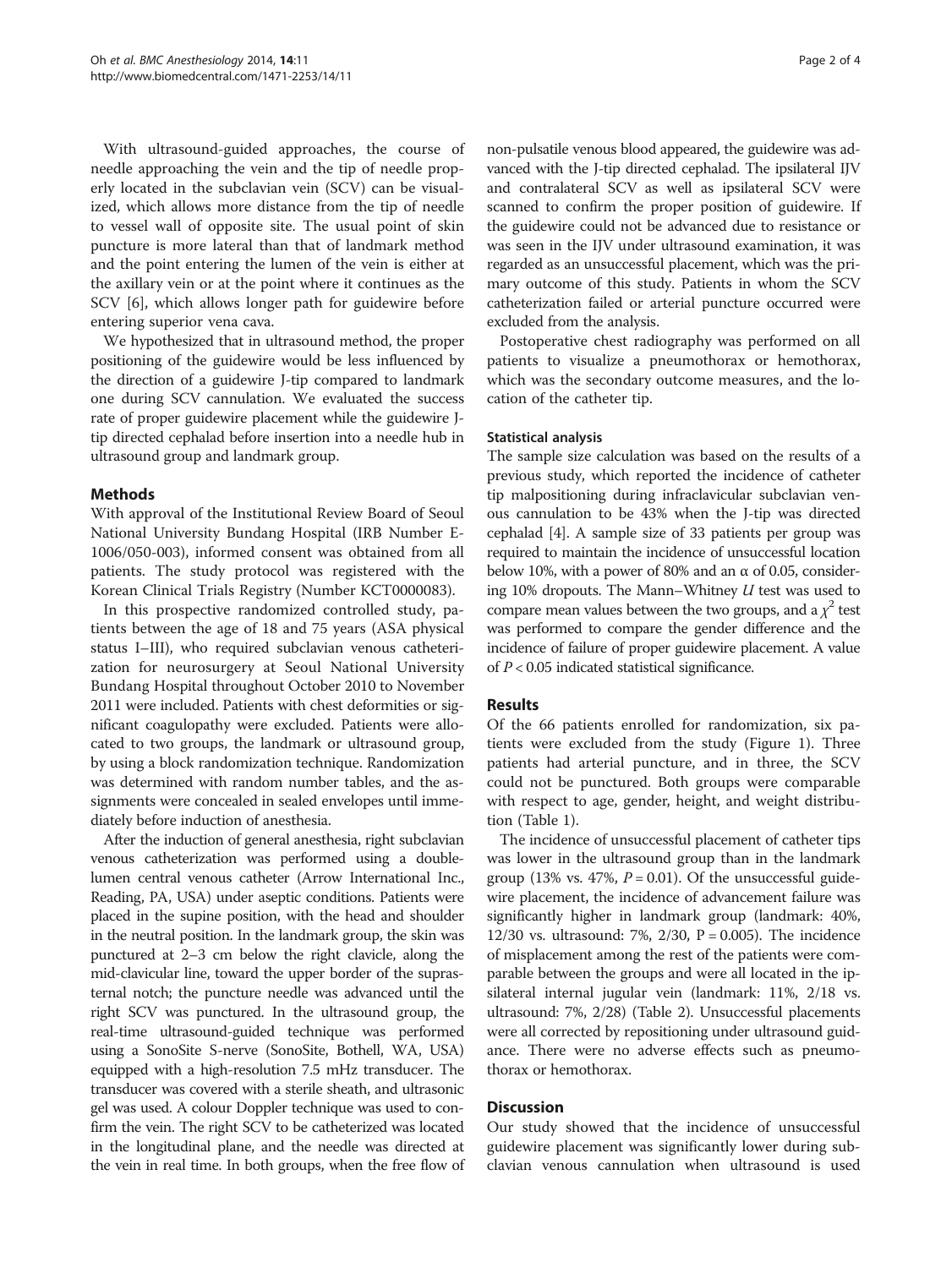With ultrasound-guided approaches, the course of needle approaching the vein and the tip of needle properly located in the subclavian vein (SCV) can be visualized, which allows more distance from the tip of needle to vessel wall of opposite site. The usual point of skin puncture is more lateral than that of landmark method and the point entering the lumen of the vein is either at the axillary vein or at the point where it continues as the SCV [6], which allows longer path for guidewire before entering superior vena cava.

We hypothesized that in ultrasound method, the proper positioning of the guidewire would be less influenced by the direction of a guidewire J-tip compared to landmark one during SCV cannulation. We evaluated the success rate of proper guidewire placement while the guidewire J-tip directed cephalad before insertion into a needle hub in ultrasound group and landmark group.

## Methods

With approval of the Institutional Review Board of Seoul National University Bundang Hospital (IRB Number E-1006/050-003), informed consent was obtained from all patients. The study protocol was registered with the Korean Clinical Trials Registry (Number KCT0000083).

In this prospective randomized controlled study, patients between the age of 18 and 75 years (ASA physical status I–III), who required subclavian venous catheterization for neurosurgery at Seoul National University Bundang Hospital throughout October 2010 to November 2011 were included. Patients with chest deformities or significant coagulopathy were excluded. Patients were allocated to two groups, the landmark or ultrasound group, by using a block randomization technique. Randomization was determined with random number tables, and the assignments were concealed in sealed envelopes until immediately before induction of anesthesia.

After the induction of general anesthesia, right subclavian venous catheterization was performed using a double-lumen central venous catheter (Arrow International Inc., Reading, PA, USA) under aseptic conditions. Patients were placed in the supine position, with the head and shoulder in the neutral position. In the landmark group, the skin was punctured at 2–3 cm below the right clavicle, along the mid-clavicular line, toward the upper border of the suprasternal notch; the puncture needle was advanced until the right SCV was punctured. In the ultrasound group, the real-time ultrasound-guided technique was performed using a SonoSite S-nerve (SonoSite, Bothell, WA, USA) equipped with a high-resolution 7.5 mHz transducer. The transducer was covered with a sterile sheath, and ultrasonic gel was used. A colour Doppler technique was used to confirm the vein. The right SCV to be catheterized was located in the longitudinal plane, and the needle was directed at the vein in real time. In both groups, when the free flow of non-pulsatile venous blood appeared, the guidewire was advanced with the J-tip directed cephalad. The ipsilateral IJV and contralateral SCV as well as ipsilateral SCV were scanned to confirm the proper position of guidewire. If the guidewire could not be advanced due to resistance or was seen in the IJV under ultrasound examination, it was regarded as an unsuccessful placement, which was the primary outcome of this study. Patients in whom the SCV catheterization failed or arterial puncture occurred were excluded from the analysis.

Postoperative chest radiography was performed on all patients to visualize a pneumothorax or hemothorax, which was the secondary outcome measures, and the location of the catheter tip.

### Statistical analysis

The sample size calculation was based on the results of a previous study, which reported the incidence of catheter tip malpositioning during infraclavicular subclavian venous cannulation to be 43% when the J-tip was directed cephalad [4]. A sample size of 33 patients per group was required to maintain the incidence of unsuccessful location below 10%, with a power of 80% and an α of 0.05, considering 10% dropouts. The Mann–Whitney *U* test was used to compare mean values between the two groups, and a $\chi^2$ test was performed to compare the gender difference and the incidence of failure of proper guidewire placement. A value of $P < 0.05$ indicated statistical significance.

## Results

Of the 66 patients enrolled for randomization, six patients were excluded from the study (Figure 1). Three patients had arterial puncture, and in three, the SCV could not be punctured. Both groups were comparable with respect to age, gender, height, and weight distribution (Table 1).

The incidence of unsuccessful placement of catheter tips was lower in the ultrasound group than in the landmark group (13% vs. 47%, $P = 0.01$). Of the unsuccessful guidewire placement, the incidence of advancement failure was significantly higher in landmark group (landmark: 40%, 12/30 vs. ultrasound: 7%, 2/30, $P = 0.005$). The incidence of misplacement among the rest of the patients were comparable between the groups and were all located in the ipsilateral internal jugular vein (landmark: 11%, 2/18 vs. ultrasound: 7%, 2/28) (Table 2). Unsuccessful placements were all corrected by repositioning under ultrasound guidance. There were no adverse effects such as pneumothorax or hemothorax.

## Discussion

Our study showed that the incidence of unsuccessful guidewire placement was significantly lower during subclavian venous cannulation when ultrasound is used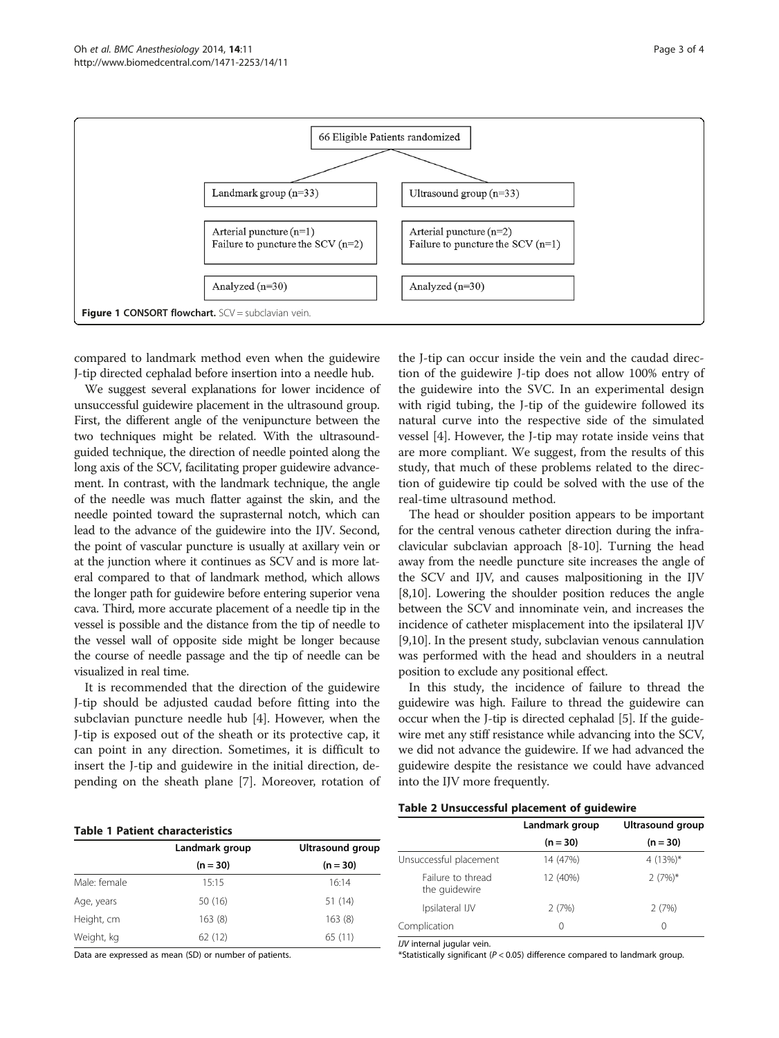66 Eligible Patients randomized

| Landmark group (n=33) | Ultrasound group (n=33) |
| --- | --- |
| Arterial puncture (n=1)<br>Failure to puncture the SCV (n=2) | Arterial puncture (n=2)<br>Failure to puncture the SCV (n=1) |
| Analyzed (n=30) | Analyzed (n=30) |

**Figure 1 CONSORT flowchart.** SCV = subclavian vein.

compared to landmark method even when the guidewire J-tip directed cephalad before insertion into a needle hub.

We suggest several explanations for lower incidence of unsuccessful guidewire placement in the ultrasound group. First, the different angle of the venipuncture between the two techniques might be related. With the ultrasound-guided technique, the direction of needle pointed along the long axis of the SCV, facilitating proper guidewire advancement. In contrast, with the landmark technique, the angle of the needle was much flatter against the skin, and the needle pointed toward the suprasternal notch, which can lead to the advance of the guidewire into the IJV. Second, the point of vascular puncture is usually at axillary vein or at the junction where it continues as SCV and is more lateral compared to that of landmark method, which allows the longer path for guidewire before entering superior vena cava. Third, more accurate placement of a needle tip in the vessel is possible and the distance from the tip of needle to the vessel wall of opposite side might be longer because the course of needle passage and the tip of needle can be visualized in real time.

It is recommended that the direction of the guidewire J-tip should be adjusted caudad before fitting into the subclavian puncture needle hub [4]. However, when the J-tip is exposed out of the sheath or its protective cap, it can point in any direction. Sometimes, it is difficult to insert the J-tip and guidewire in the initial direction, depending on the sheath plane [7]. Moreover, rotation of the J-tip can occur inside the vein and the caudad direction of the guidewire J-tip does not allow 100% entry of the guidewire into the SVC. In an experimental design with rigid tubing, the J-tip of the guidewire followed its natural curve into the respective side of the simulated vessel [4]. However, the J-tip may rotate inside veins that are more compliant. We suggest, from the results of this study, that much of these problems related to the direction of guidewire tip could be solved with the use of the real-time ultrasound method.

The head or shoulder position appears to be important for the central venous catheter direction during the infraclavicular subclavian approach [8-10]. Turning the head away from the needle puncture site increases the angle of the SCV and IJV, and causes malpositioning in the IJV [8,10]. Lowering the shoulder position reduces the angle between the SCV and innominate vein, and increases the incidence of catheter misplacement into the ipsilateral IJV [9,10]. In the present study, subclavian venous cannulation was performed with the head and shoulders in a neutral position to exclude any positional effect.

In this study, the incidence of failure to thread the guidewire was high. Failure to thread the guidewire can occur when the J-tip is directed cephalad [5]. If the guidewire met any stiff resistance while advancing into the SCV, we did not advance the guidewire. If we had advanced the guidewire despite the resistance we could have advanced into the IJV more frequently.

**Table 1 Patient characteristics**

| | Landmark group (n = 30) | Ultrasound group (n = 30) |
| --- | --- | --- |
| Male: female | 15:15 | 16:14 |
| Age, years | 50 (16) | 51 (14) |
| Height, cm | 163 (8) | 163 (8) |
| Weight, kg | 62 (12) | 65 (11) |

Data are expressed as mean (SD) or number of patients.

**Table 2 Unsuccessful placement of guidewire**

| | Landmark group (n = 30) | Ultrasound group (n = 30) |
| --- | --- | --- |
| Unsuccessful placement | 14 (47%) | 4 (13%)* |
| Failure to thread the guidewire | 12 (40%) | 2 (7%)* |
| Ipsilateral IJV | 2 (7%) | 2 (7%) |
| Complication | 0 | 0 |

*IJV* internal jugular vein.
*Statistically significant ($P < 0.05$) difference compared to landmark group.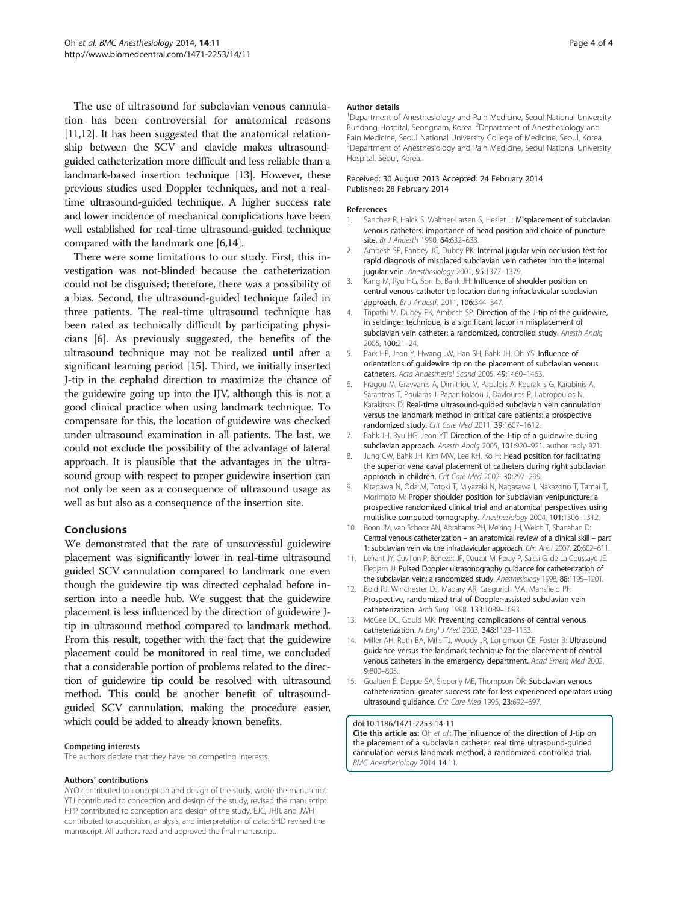The use of ultrasound for subclavian venous cannulation has been controversial for anatomical reasons [11,12]. It has been suggested that the anatomical relationship between the SCV and clavicle makes ultrasound-guided catheterization more difficult and less reliable than a landmark-based insertion technique [13]. However, these previous studies used Doppler techniques, and not a real-time ultrasound-guided technique. A higher success rate and lower incidence of mechanical complications have been well established for real-time ultrasound-guided technique compared with the landmark one [6,14].

There were some limitations to our study. First, this investigation was not-blinded because the catheterization could not be disguised; therefore, there was a possibility of a bias. Second, the ultrasound-guided technique failed in three patients. The real-time ultrasound technique has been rated as technically difficult by participating physicians [6]. As previously suggested, the benefits of the ultrasound technique may not be realized until after a significant learning period [15]. Third, we initially inserted J-tip in the cephalad direction to maximize the chance of the guidewire going up into the IJV, although this is not a good clinical practice when using landmark technique. To compensate for this, the location of guidewire was checked under ultrasound examination in all patients. The last, we could not exclude the possibility of the advantage of lateral approach. It is plausible that the advantages in the ultrasound group with respect to proper guidewire insertion can not only be seen as a consequence of ultrasound usage as well as but also as a consequence of the insertion site.

## Conclusions

We demonstrated that the rate of unsuccessful guidewire placement was significantly lower in real-time ultrasound guided SCV cannulation compared to landmark one even though the guidewire tip was directed cephalad before insertion into a needle hub. We suggest that the guidewire placement is less influenced by the direction of guidewire J-tip in ultrasound method compared to landmark method. From this result, together with the fact that the guidewire placement could be monitored in real time, we concluded that a considerable portion of problems related to the direction of guidewire tip could be resolved with ultrasound method. This could be another benefit of ultrasound-guided SCV cannulation, making the procedure easier, which could be added to already known benefits.

#### Competing interests

The authors declare that they have no competing interests.

#### Authors' contributions

AYO contributed to conception and design of the study, wrote the manuscript. YTJ contributed to conception and design of the study, revised the manuscript. HPP contributed to conception and design of the study. EJC, JHR, and JWH contributed to acquisition, analysis, and interpretation of data. SHD revised the manuscript. All authors read and approved the final manuscript.

#### Author details

[1]Department of Anesthesiology and Pain Medicine, Seoul National University Bundang Hospital, Seongnam, Korea. [2]Department of Anesthesiology and Pain Medicine, Seoul National University College of Medicine, Seoul, Korea. [3]Department of Anesthesiology and Pain Medicine, Seoul National University Hospital, Seoul, Korea.

Received: 30 August 2013 Accepted: 24 February 2014
Published: 28 February 2014

#### References

1. Sanchez R, Halck S, Walther-Larsen S, Heslet L: **Misplacement of subclavian venous catheters: importance of head position and choice of puncture site.** *Br J Anaesth* 1990, **64:**632–633.
2. Ambesh SP, Pandey JC, Dubey PK: **Internal jugular vein occlusion test for rapid diagnosis of misplaced subclavian vein catheter into the internal jugular vein.** *Anesthesiology* 2001, **95:**1377–1379.
3. Kang M, Ryu HG, Son IS, Bahk JH: **Influence of shoulder position on central venous catheter tip location during infraclavicular subclavian approach.** *Br J Anaesth* 2011, **106:**344–347.
4. Tripathi M, Dubey PK, Ambesh SP: **Direction of the J-tip of the guidewire, in seldinger technique, is a significant factor in misplacement of subclavian vein catheter: a randomized, controlled study.** *Anesth Analg* 2005, **100:**21–24.
5. Park HP, Jeon Y, Hwang JW, Han SH, Bahk JH, Oh YS: **Influence of orientations of guidewire tip on the placement of subclavian venous catheters.** *Acta Anaesthesiol Scand* 2005, **49:**1460–1463.
6. Fragou M, Gravvanis A, Dimitriou V, Papalois A, Kouraklis G, Karabinis A, Saranteas T, Poularas J, Papanikolaou J, Davlouros P, Labropoulos N, Karakitsos D: **Real-time ultrasound-guided subclavian vein cannulation versus the landmark method in critical care patients: a prospective randomized study.** *Crit Care Med* 2011, **39:**1607–1612.
7. Bahk JH, Ryu HG, Jeon YT: **Direction of the J-tip of a guidewire during subclavian approach.** *Anesth Analg* 2005, **101:**920–921. author reply 921.
8. Jung CW, Bahk JH, Kim MW, Lee KH, Ko H: **Head position for facilitating the superior vena caval placement of catheters during right subclavian approach in children.** *Crit Care Med* 2002, **30:**297–299.
9. Kitagawa N, Oda M, Totoki T, Miyazaki N, Nagasawa I, Nakazono T, Tamai T, Morimoto M: **Proper shoulder position for subclavian venipuncture: a prospective randomized clinical trial and anatomical perspectives using multislice computed tomography.** *Anesthesiology* 2004, **101:**1306–1312.
10. Boon JM, van Schoor AN, Abrahams PH, Meiring JH, Welch T, Shanahan D: **Central venous catheterization – an anatomical review of a clinical skill – part 1: subclavian vein via the infraclavicular approach.** *Clin Anat* 2007, **20:**602–611.
11. Lefrant JY, Cuvillon P, Benezet JF, Dauzat M, Peray P, Saissi G, de La Coussaye JE, Eledjam JJ: **Pulsed Doppler ultrasonography guidance for catheterization of the subclavian vein: a randomized study.** *Anesthesiology* 1998, **88:**1195–1201.
12. Bold RJ, Winchester DJ, Madary AR, Gregurich MA, Mansfield PF: **Prospective, randomized trial of Doppler-assisted subclavian vein catheterization.** *Arch Surg* 1998, **133:**1089–1093.
13. McGee DC, Gould MK: **Preventing complications of central venous catheterization.** *N Engl J Med* 2003, **348:**1123–1133.
14. Miller AH, Roth BA, Mills TJ, Woody JR, Longmoor CE, Foster B: **Ultrasound guidance versus the landmark technique for the placement of central venous catheters in the emergency department.** *Acad Emerg Med* 2002, **9:**800–805.
15. Gualtieri E, Deppe SA, Sipperly ME, Thompson DR: **Subclavian venous catheterization: greater success rate for less experienced operators using ultrasound guidance.** *Crit Care Med* 1995, **23:**692–697.

doi:10.1186/1471-2253-14-11

**Cite this article as:** Oh *et al.*: The influence of the direction of J-tip on the placement of a subclavian catheter: real time ultrasound-guided cannulation versus landmark method, a randomized controlled trial. *BMC Anesthesiology* 2014 **14**:11.